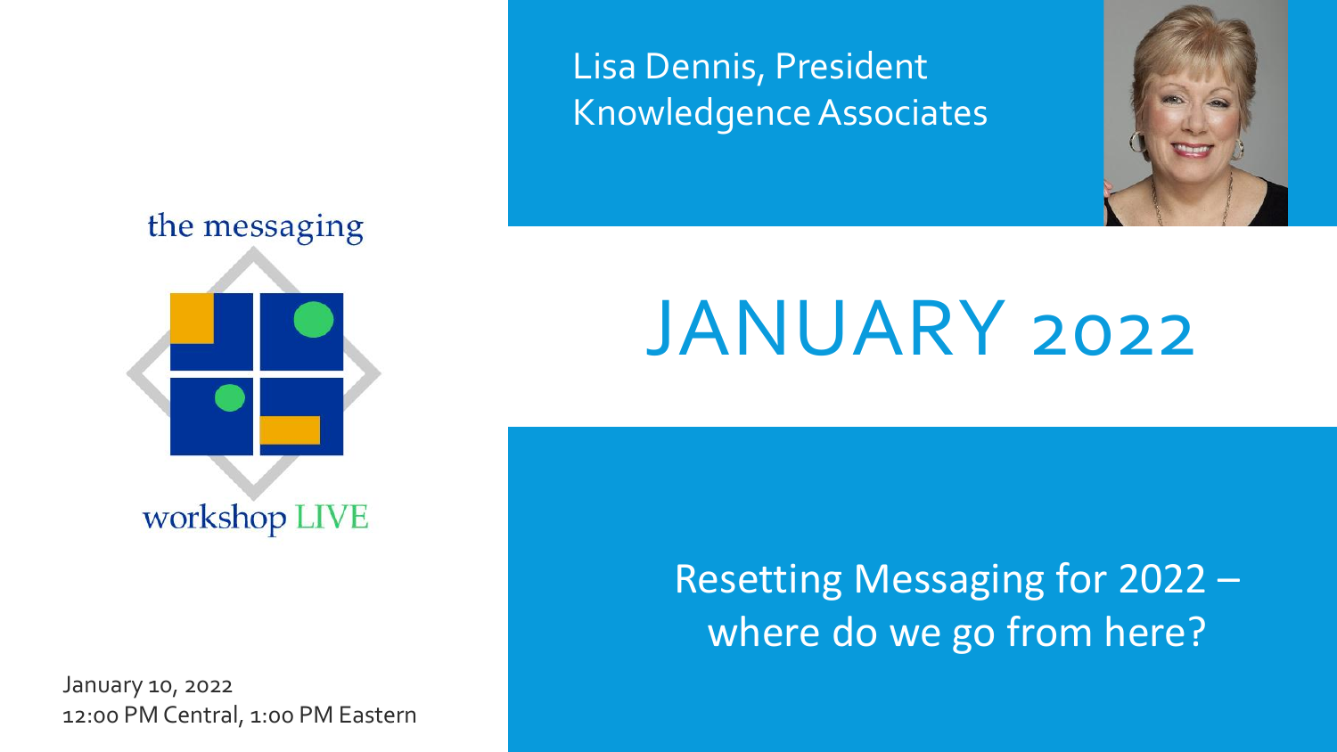the messaging workshop LIVE

Lisa Dennis, President
Knowledgence Associates

# JANUARY 2022

## Resetting Messaging for 2022 – where do we go from here?

January 10, 2022
12:00 PM Central, 1:00 PM Eastern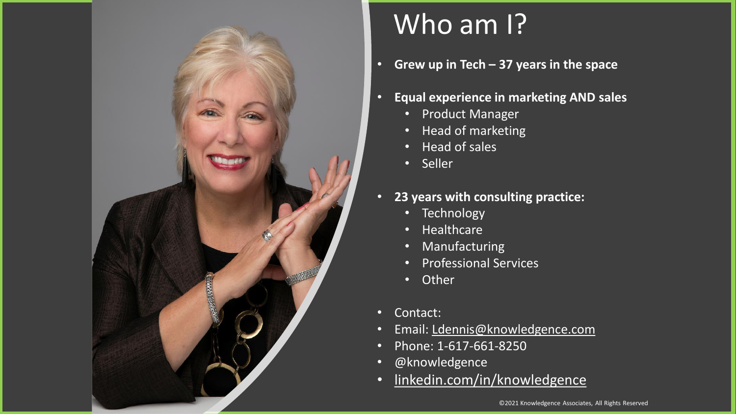# Who am I?

- **Grew up in Tech – 37 years in the space**
- **Equal experience in marketing AND sales**
  - Product Manager
  - Head of marketing
  - Head of sales
  - Seller
- **23 years with consulting practice:**
  - Technology
  - Healthcare
  - Manufacturing
  - Professional Services
  - Other
- Contact:
- Email: Ldennis@knowledgence.com
- Phone: 1-617-661-8250
- @knowledgence
- linkedin.com/in/knowledgence

©2021 Knowledgence Associates, All Rights Reserved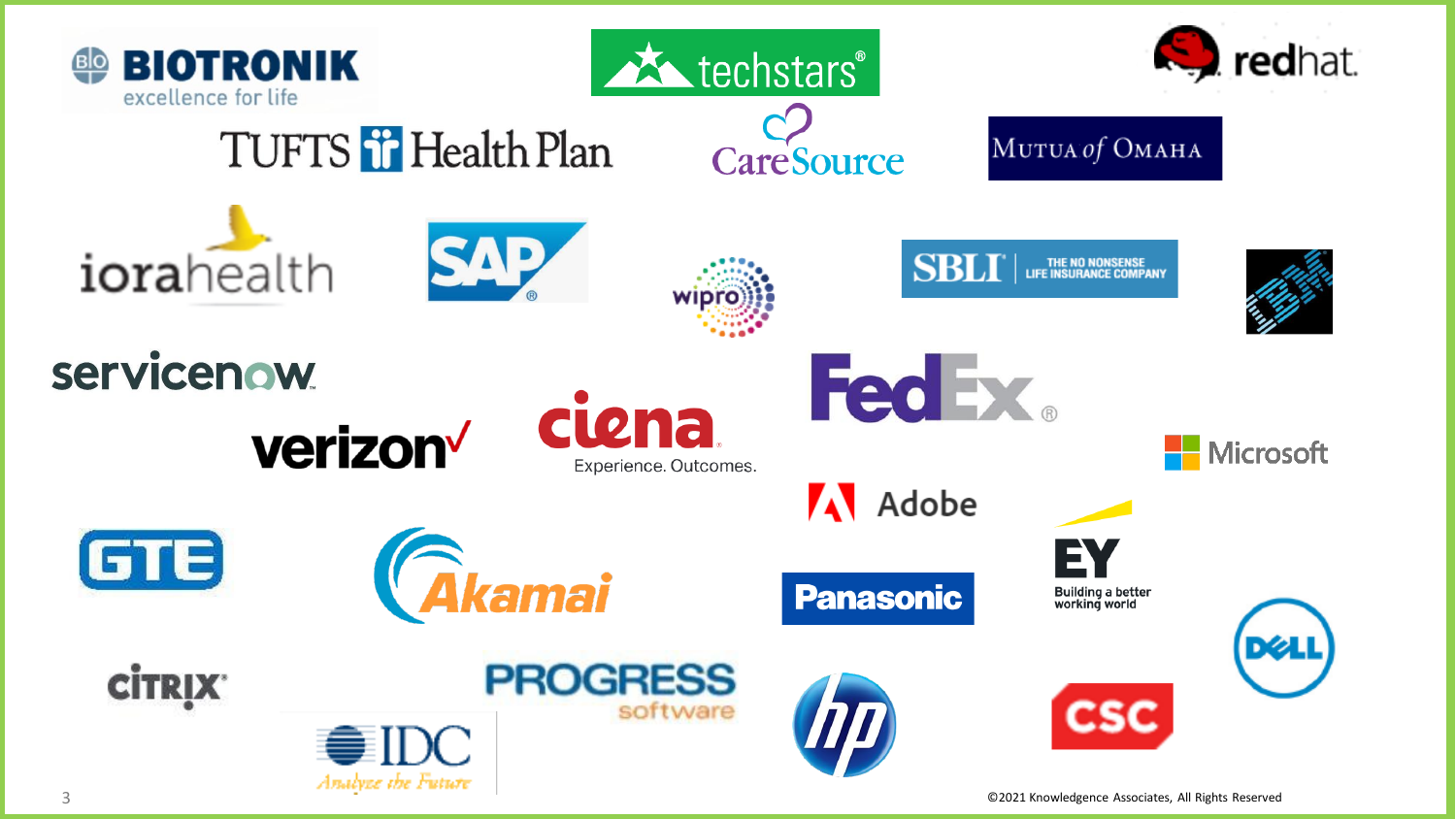BIOTRONIK
excellence for life

techstars

redhat

TUFTS Health Plan

CareSource

MUTUA of OMAHA

iorahealth

SAP

wipro

SBLI THE NO NONSENSE LIFE INSURANCE COMPANY

IBM

servicenow

verizon

ciena
Experience. Outcomes.

FedEx

Microsoft

Adobe

EY
Building a better working world

GTE

Akamai

Panasonic

DELL

CITRIX

PROGRESS software

IDC
Analyze the Future

hp

CSC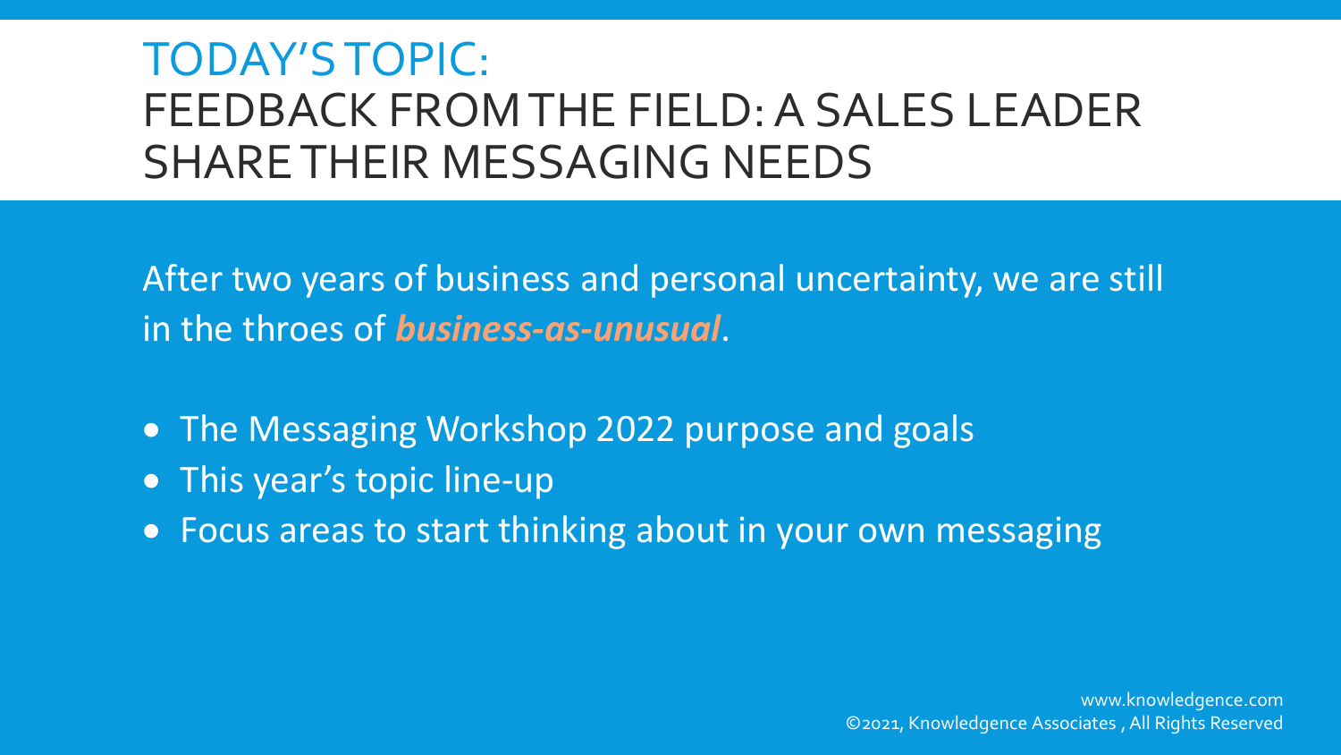# TODAY'S TOPIC:
# FEEDBACK FROM THE FIELD: A SALES LEADER SHARE THEIR MESSAGING NEEDS

After two years of business and personal uncertainty, we are still in the throes of ***business-as-unusual***.

- The Messaging Workshop 2022 purpose and goals
- This year's topic line-up
- Focus areas to start thinking about in your own messaging

www.knowledgence.com
©2021, Knowledgence Associates , All Rights Reserved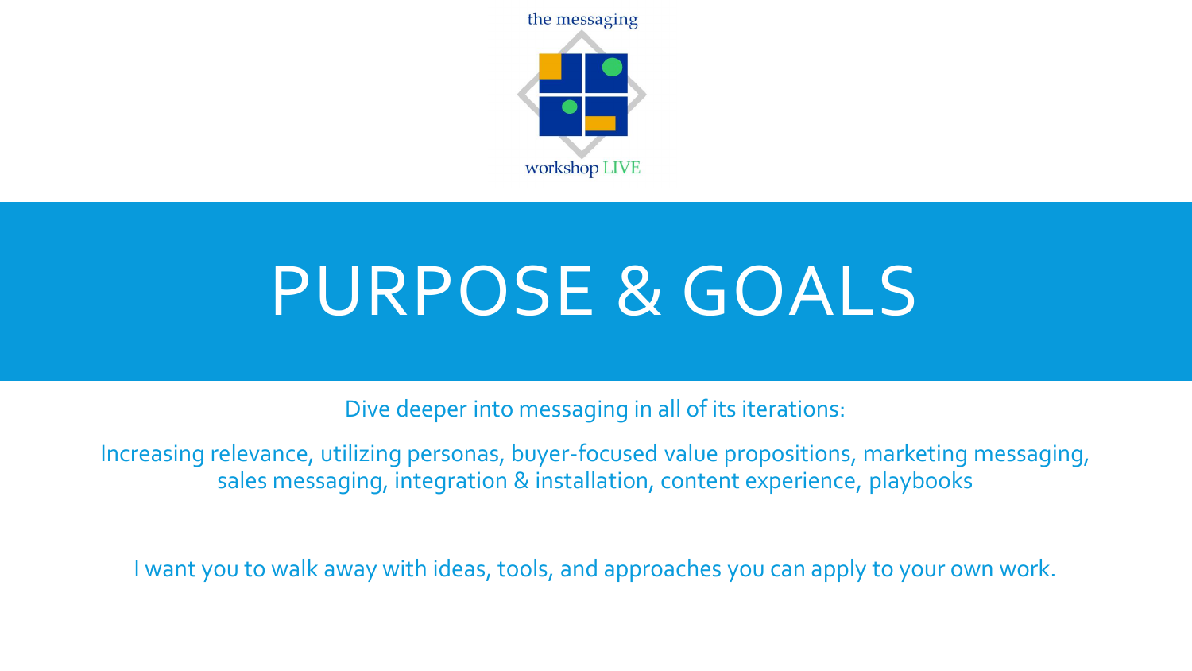the messaging workshop LIVE

# PURPOSE & GOALS

Dive deeper into messaging in all of its iterations:

Increasing relevance, utilizing personas, buyer-focused value propositions, marketing messaging, sales messaging, integration & installation, content experience, playbooks

I want you to walk away with ideas, tools, and approaches you can apply to your own work.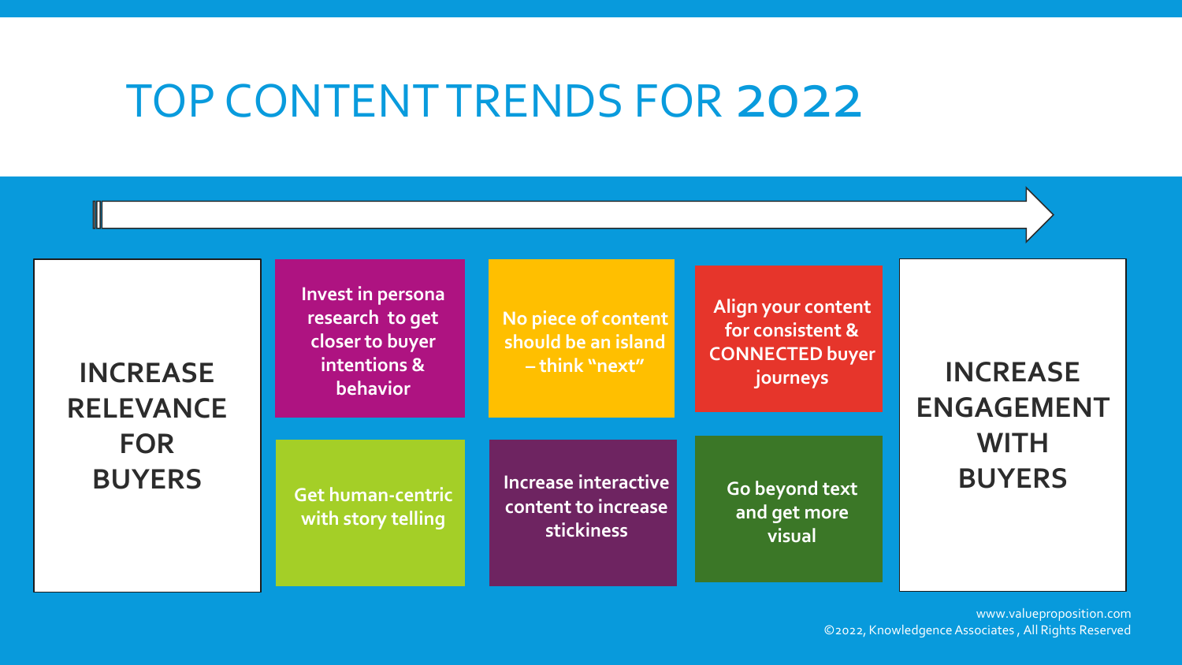# TOP CONTENT TRENDS FOR 2022

**INCREASE RELEVANCE FOR BUYERS**

- Invest in persona research to get closer to buyer intentions & behavior
- No piece of content should be an island – think "next"
- Align your content for consistent & CONNECTED buyer journeys
- Get human-centric with story telling
- Increase interactive content to increase stickiness
- Go beyond text and get more visual

**INCREASE ENGAGEMENT WITH BUYERS**

www.valueproposition.com
©2022, Knowledgence Associates , All Rights Reserved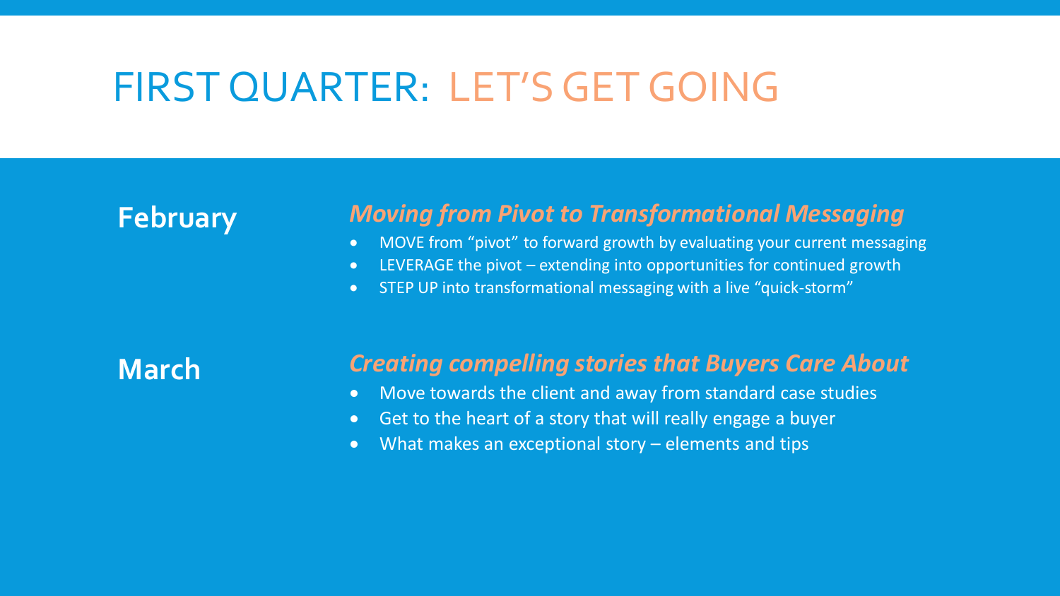# FIRST QUARTER: LET'S GET GOING

## February

### *Moving from Pivot to Transformational Messaging*

- MOVE from "pivot" to forward growth by evaluating your current messaging
- LEVERAGE the pivot – extending into opportunities for continued growth
- STEP UP into transformational messaging with a live "quick-storm"

## March

### *Creating compelling stories that Buyers Care About*

- Move towards the client and away from standard case studies
- Get to the heart of a story that will really engage a buyer
- What makes an exceptional story – elements and tips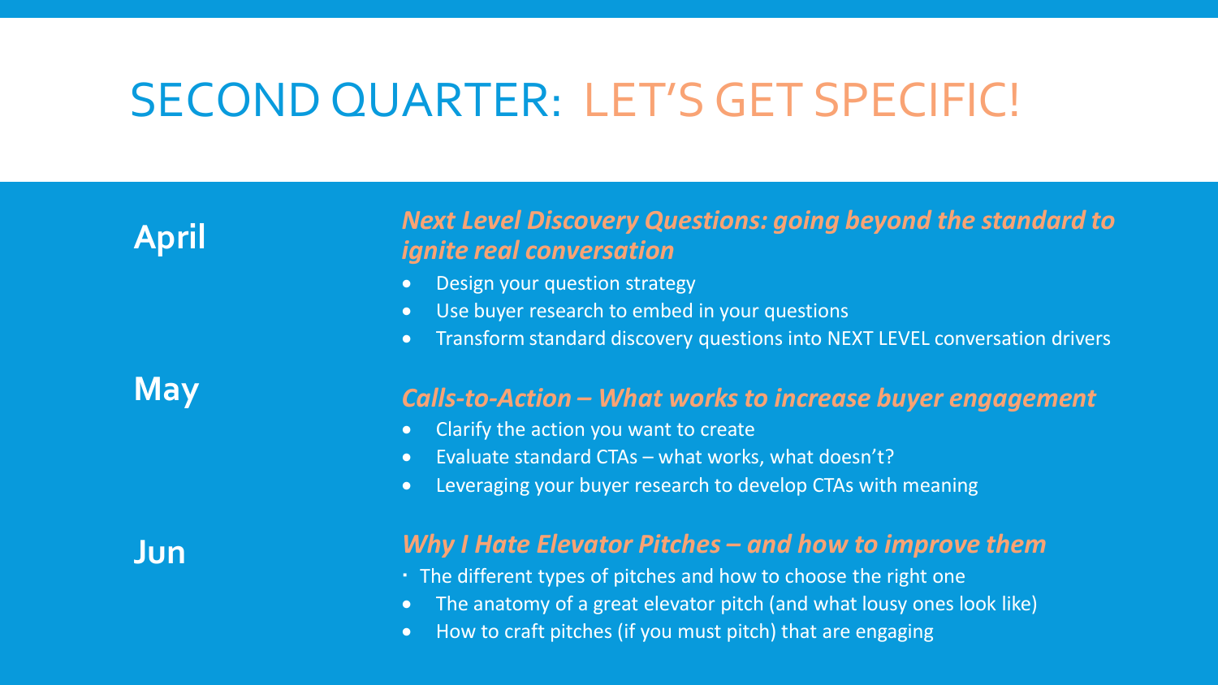# SECOND QUARTER: LET'S GET SPECIFIC!

## April

***Next Level Discovery Questions: going beyond the standard to ignite real conversation***

- Design your question strategy
- Use buyer research to embed in your questions
- Transform standard discovery questions into NEXT LEVEL conversation drivers

## May

***Calls-to-Action – What works to increase buyer engagement***

- Clarify the action you want to create
- Evaluate standard CTAs – what works, what doesn't?
- Leveraging your buyer research to develop CTAs with meaning

## Jun

***Why I Hate Elevator Pitches – and how to improve them***

- The different types of pitches and how to choose the right one
- The anatomy of a great elevator pitch (and what lousy ones look like)
- How to craft pitches (if you must pitch) that are engaging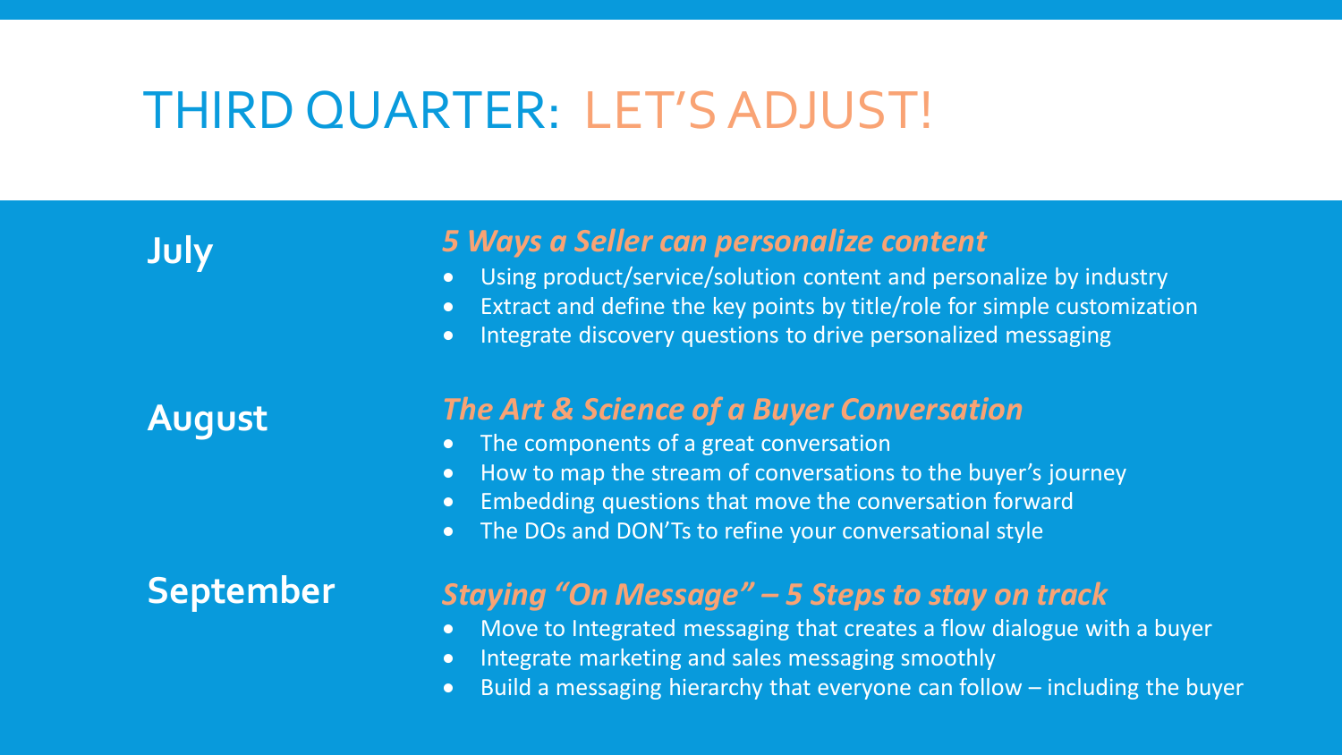# THIRD QUARTER: LET'S ADJUST!

## July

### *5 Ways a Seller can personalize content*

- Using product/service/solution content and personalize by industry
- Extract and define the key points by title/role for simple customization
- Integrate discovery questions to drive personalized messaging

## August

### *The Art & Science of a Buyer Conversation*

- The components of a great conversation
- How to map the stream of conversations to the buyer's journey
- Embedding questions that move the conversation forward
- The DOs and DON'Ts to refine your conversational style

## September

### *Staying "On Message" – 5 Steps to stay on track*

- Move to Integrated messaging that creates a flow dialogue with a buyer
- Integrate marketing and sales messaging smoothly
- Build a messaging hierarchy that everyone can follow – including the buyer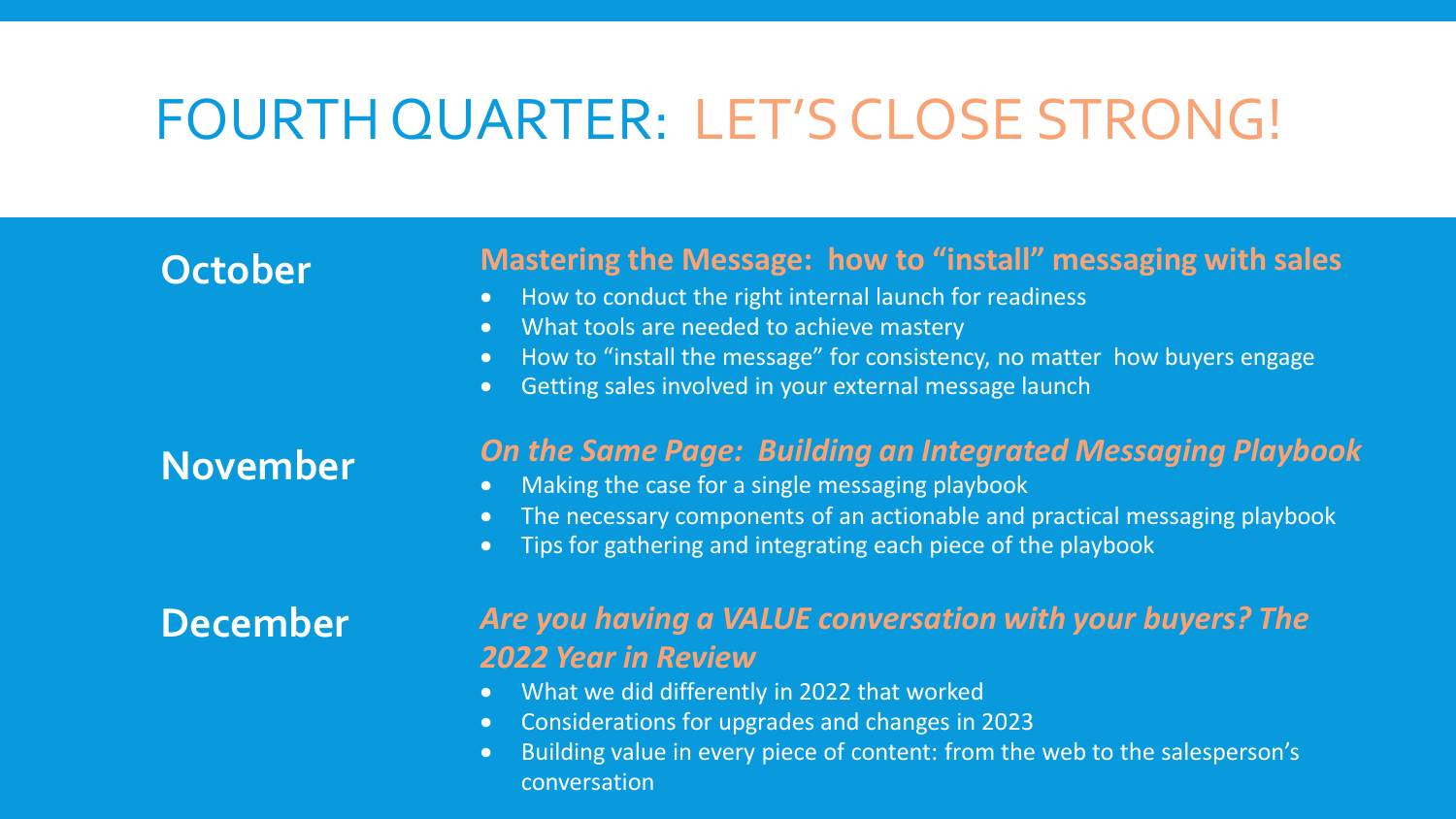# FOURTH QUARTER: LET'S CLOSE STRONG!

## October

**Mastering the Message: how to "install" messaging with sales**

- How to conduct the right internal launch for readiness
- What tools are needed to achieve mastery
- How to "install the message" for consistency, no matter how buyers engage
- Getting sales involved in your external message launch

## November

***On the Same Page: Building an Integrated Messaging Playbook***

- Making the case for a single messaging playbook
- The necessary components of an actionable and practical messaging playbook
- Tips for gathering and integrating each piece of the playbook

## December

***Are you having a VALUE conversation with your buyers? The 2022 Year in Review***

- What we did differently in 2022 that worked
- Considerations for upgrades and changes in 2023
- Building value in every piece of content: from the web to the salesperson's conversation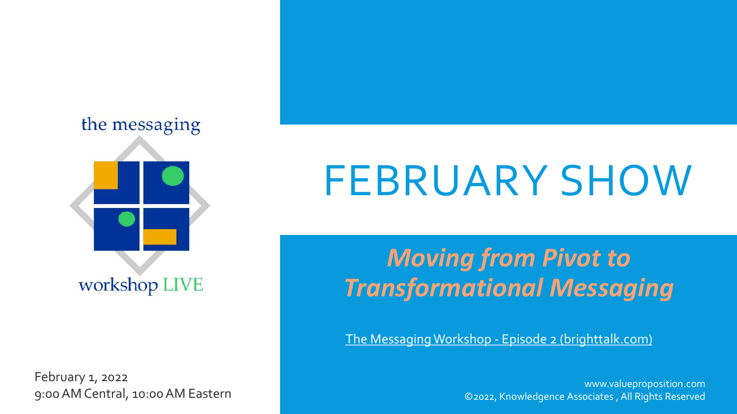the messaging

workshop LIVE

February 1, 2022
9:00 AM Central, 10:00 AM Eastern

# FEBRUARY SHOW

## *Moving from Pivot to Transformational Messaging*

The Messaging Workshop - Episode 2 (brighttalk.com)

www.valueproposition.com
©2022, Knowledgence Associates , All Rights Reserved